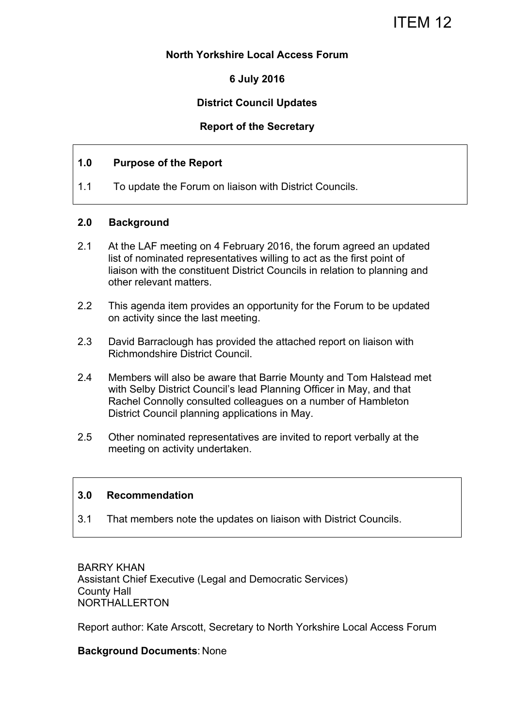ITEM 12

**North Yorkshire Local Access Forum**

**6 July 2016**

**District Council Updates**

**Report of the Secretary**

## 1.0 Purpose of the Report

1.1 To update the Forum on liaison with District Councils.

## 2.0 Background

2.1 At the LAF meeting on 4 February 2016, the forum agreed an updated list of nominated representatives willing to act as the first point of liaison with the constituent District Councils in relation to planning and other relevant matters.

2.2 This agenda item provides an opportunity for the Forum to be updated on activity since the last meeting.

2.3 David Barraclough has provided the attached report on liaison with Richmondshire District Council.

2.4 Members will also be aware that Barrie Mounty and Tom Halstead met with Selby District Council's lead Planning Officer in May, and that Rachel Connolly consulted colleagues on a number of Hambleton District Council planning applications in May.

2.5 Other nominated representatives are invited to report verbally at the meeting on activity undertaken.

## 3.0 Recommendation

3.1 That members note the updates on liaison with District Councils.

BARRY KHAN
Assistant Chief Executive (Legal and Democratic Services)
County Hall
NORTHALLERTON

Report author: Kate Arscott, Secretary to North Yorkshire Local Access Forum

**Background Documents**: None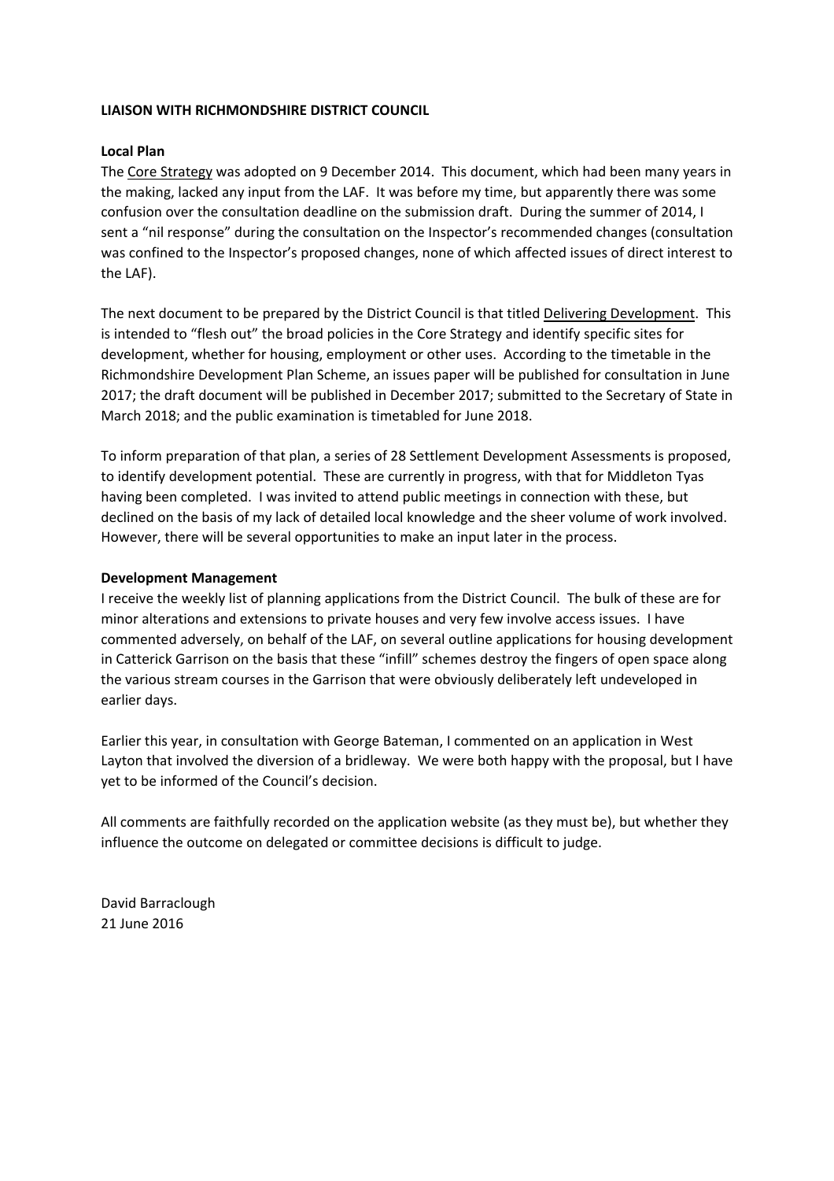**LIAISON WITH RICHMONDSHIRE DISTRICT COUNCIL**

**Local Plan**

The Core Strategy was adopted on 9 December 2014. This document, which had been many years in the making, lacked any input from the LAF. It was before my time, but apparently there was some confusion over the consultation deadline on the submission draft. During the summer of 2014, I sent a "nil response" during the consultation on the Inspector's recommended changes (consultation was confined to the Inspector's proposed changes, none of which affected issues of direct interest to the LAF).

The next document to be prepared by the District Council is that titled Delivering Development. This is intended to "flesh out" the broad policies in the Core Strategy and identify specific sites for development, whether for housing, employment or other uses. According to the timetable in the Richmondshire Development Plan Scheme, an issues paper will be published for consultation in June 2017; the draft document will be published in December 2017; submitted to the Secretary of State in March 2018; and the public examination is timetabled for June 2018.

To inform preparation of that plan, a series of 28 Settlement Development Assessments is proposed, to identify development potential. These are currently in progress, with that for Middleton Tyas having been completed. I was invited to attend public meetings in connection with these, but declined on the basis of my lack of detailed local knowledge and the sheer volume of work involved. However, there will be several opportunities to make an input later in the process.

**Development Management**

I receive the weekly list of planning applications from the District Council. The bulk of these are for minor alterations and extensions to private houses and very few involve access issues. I have commented adversely, on behalf of the LAF, on several outline applications for housing development in Catterick Garrison on the basis that these "infill" schemes destroy the fingers of open space along the various stream courses in the Garrison that were obviously deliberately left undeveloped in earlier days.

Earlier this year, in consultation with George Bateman, I commented on an application in West Layton that involved the diversion of a bridleway. We were both happy with the proposal, but I have yet to be informed of the Council's decision.

All comments are faithfully recorded on the application website (as they must be), but whether they influence the outcome on delegated or committee decisions is difficult to judge.

David Barraclough
21 June 2016